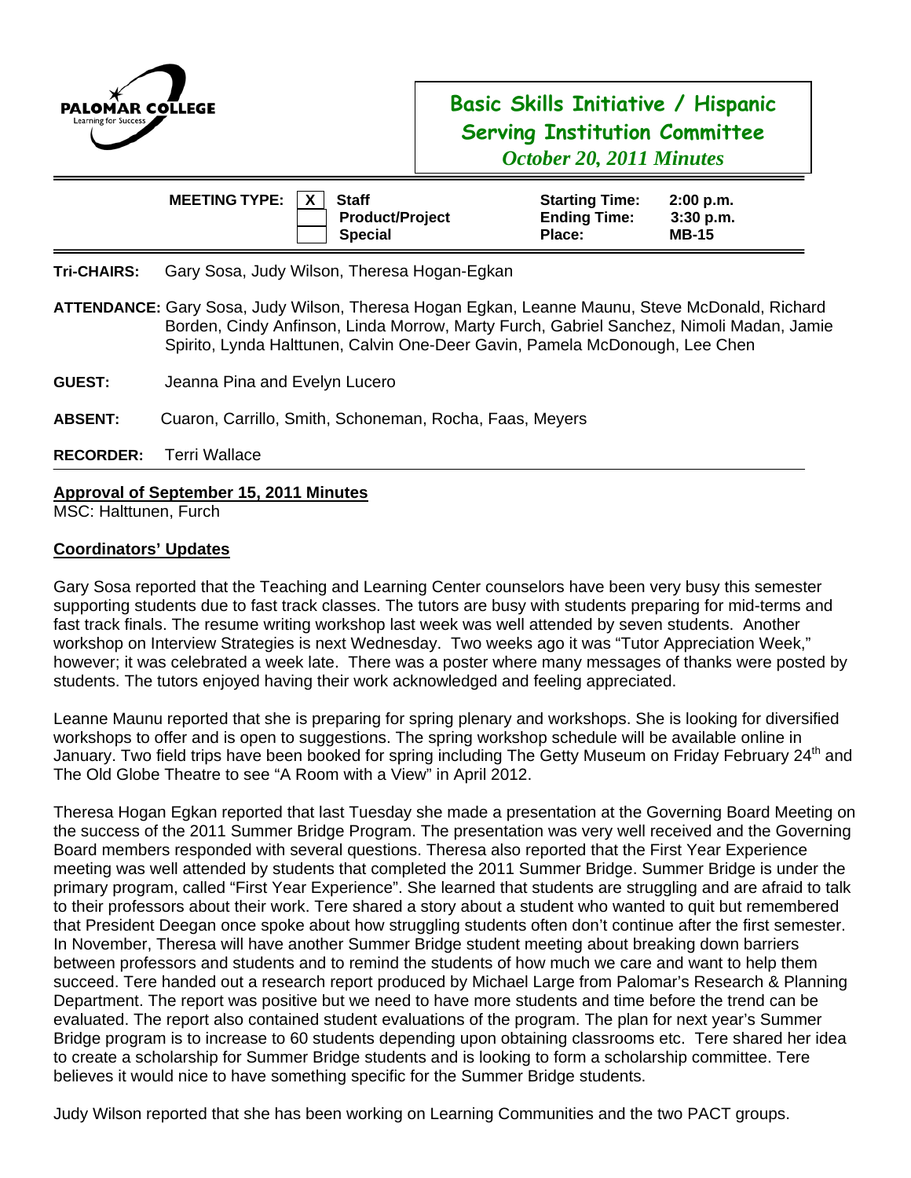PALOMAR COLLEGE
Learning for Success

# Basic Skills Initiative / Hispanic Serving Institution Committee

*October 20, 2011 Minutes*

| MEETING TYPE: | | | | |
|---|---|---|---|---|
| | X | Staff | Starting Time: | 2:00 p.m. |
| | | Product/Project | Ending Time: | 3:30 p.m. |
| | | Special | Place: | MB-15 |

**Tri-CHAIRS:** Gary Sosa, Judy Wilson, Theresa Hogan-Egkan

**ATTENDANCE:** Gary Sosa, Judy Wilson, Theresa Hogan Egkan, Leanne Maunu, Steve McDonald, Richard Borden, Cindy Anfinson, Linda Morrow, Marty Furch, Gabriel Sanchez, Nimoli Madan, Jamie Spirito, Lynda Halttunen, Calvin One-Deer Gavin, Pamela McDonough, Lee Chen

**GUEST:** Jeanna Pina and Evelyn Lucero

**ABSENT:** Cuaron, Carrillo, Smith, Schoneman, Rocha, Faas, Meyers

**RECORDER:** Terri Wallace

## Approval of September 15, 2011 Minutes

MSC: Halttunen, Furch

## Coordinators' Updates

Gary Sosa reported that the Teaching and Learning Center counselors have been very busy this semester supporting students due to fast track classes. The tutors are busy with students preparing for mid-terms and fast track finals. The resume writing workshop last week was well attended by seven students. Another workshop on Interview Strategies is next Wednesday. Two weeks ago it was "Tutor Appreciation Week," however; it was celebrated a week late. There was a poster where many messages of thanks were posted by students. The tutors enjoyed having their work acknowledged and feeling appreciated.

Leanne Maunu reported that she is preparing for spring plenary and workshops. She is looking for diversified workshops to offer and is open to suggestions. The spring workshop schedule will be available online in January. Two field trips have been booked for spring including The Getty Museum on Friday February 24th and The Old Globe Theatre to see "A Room with a View" in April 2012.

Theresa Hogan Egkan reported that last Tuesday she made a presentation at the Governing Board Meeting on the success of the 2011 Summer Bridge Program. The presentation was very well received and the Governing Board members responded with several questions. Theresa also reported that the First Year Experience meeting was well attended by students that completed the 2011 Summer Bridge. Summer Bridge is under the primary program, called "First Year Experience". She learned that students are struggling and are afraid to talk to their professors about their work. Tere shared a story about a student who wanted to quit but remembered that President Deegan once spoke about how struggling students often don't continue after the first semester. In November, Theresa will have another Summer Bridge student meeting about breaking down barriers between professors and students and to remind the students of how much we care and want to help them succeed. Tere handed out a research report produced by Michael Large from Palomar's Research & Planning Department. The report was positive but we need to have more students and time before the trend can be evaluated. The report also contained student evaluations of the program. The plan for next year's Summer Bridge program is to increase to 60 students depending upon obtaining classrooms etc. Tere shared her idea to create a scholarship for Summer Bridge students and is looking to form a scholarship committee. Tere believes it would nice to have something specific for the Summer Bridge students.

Judy Wilson reported that she has been working on Learning Communities and the two PACT groups.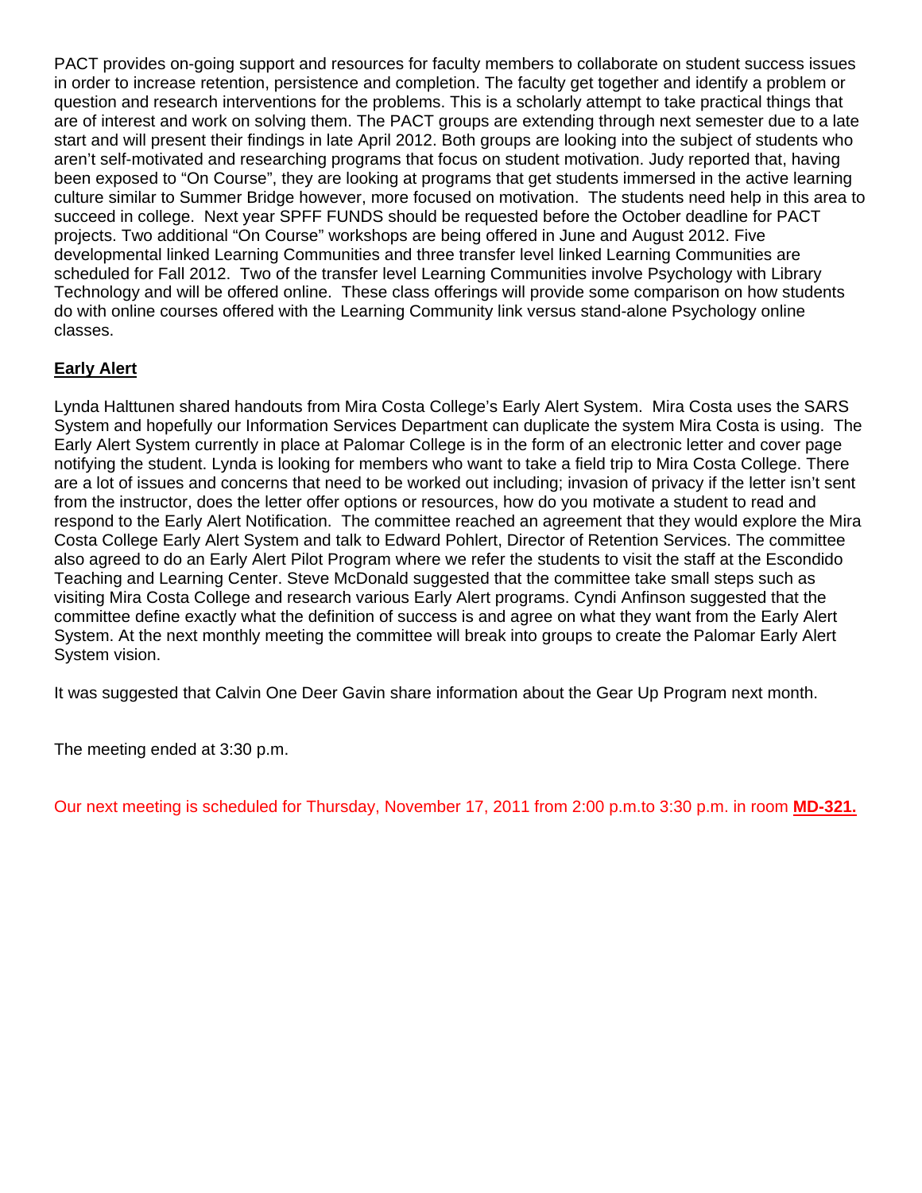PACT provides on-going support and resources for faculty members to collaborate on student success issues in order to increase retention, persistence and completion. The faculty get together and identify a problem or question and research interventions for the problems. This is a scholarly attempt to take practical things that are of interest and work on solving them. The PACT groups are extending through next semester due to a late start and will present their findings in late April 2012. Both groups are looking into the subject of students who aren't self-motivated and researching programs that focus on student motivation. Judy reported that, having been exposed to "On Course", they are looking at programs that get students immersed in the active learning culture similar to Summer Bridge however, more focused on motivation. The students need help in this area to succeed in college. Next year SPFF FUNDS should be requested before the October deadline for PACT projects. Two additional "On Course" workshops are being offered in June and August 2012. Five developmental linked Learning Communities and three transfer level linked Learning Communities are scheduled for Fall 2012. Two of the transfer level Learning Communities involve Psychology with Library Technology and will be offered online. These class offerings will provide some comparison on how students do with online courses offered with the Learning Community link versus stand-alone Psychology online classes.

**Early Alert**

Lynda Halttunen shared handouts from Mira Costa College's Early Alert System. Mira Costa uses the SARS System and hopefully our Information Services Department can duplicate the system Mira Costa is using. The Early Alert System currently in place at Palomar College is in the form of an electronic letter and cover page notifying the student. Lynda is looking for members who want to take a field trip to Mira Costa College. There are a lot of issues and concerns that need to be worked out including; invasion of privacy if the letter isn't sent from the instructor, does the letter offer options or resources, how do you motivate a student to read and respond to the Early Alert Notification. The committee reached an agreement that they would explore the Mira Costa College Early Alert System and talk to Edward Pohlert, Director of Retention Services. The committee also agreed to do an Early Alert Pilot Program where we refer the students to visit the staff at the Escondido Teaching and Learning Center. Steve McDonald suggested that the committee take small steps such as visiting Mira Costa College and research various Early Alert programs. Cyndi Anfinson suggested that the committee define exactly what the definition of success is and agree on what they want from the Early Alert System. At the next monthly meeting the committee will break into groups to create the Palomar Early Alert System vision.

It was suggested that Calvin One Deer Gavin share information about the Gear Up Program next month.

The meeting ended at 3:30 p.m.

Our next meeting is scheduled for Thursday, November 17, 2011 from 2:00 p.m.to 3:30 p.m. in room **MD-321.**